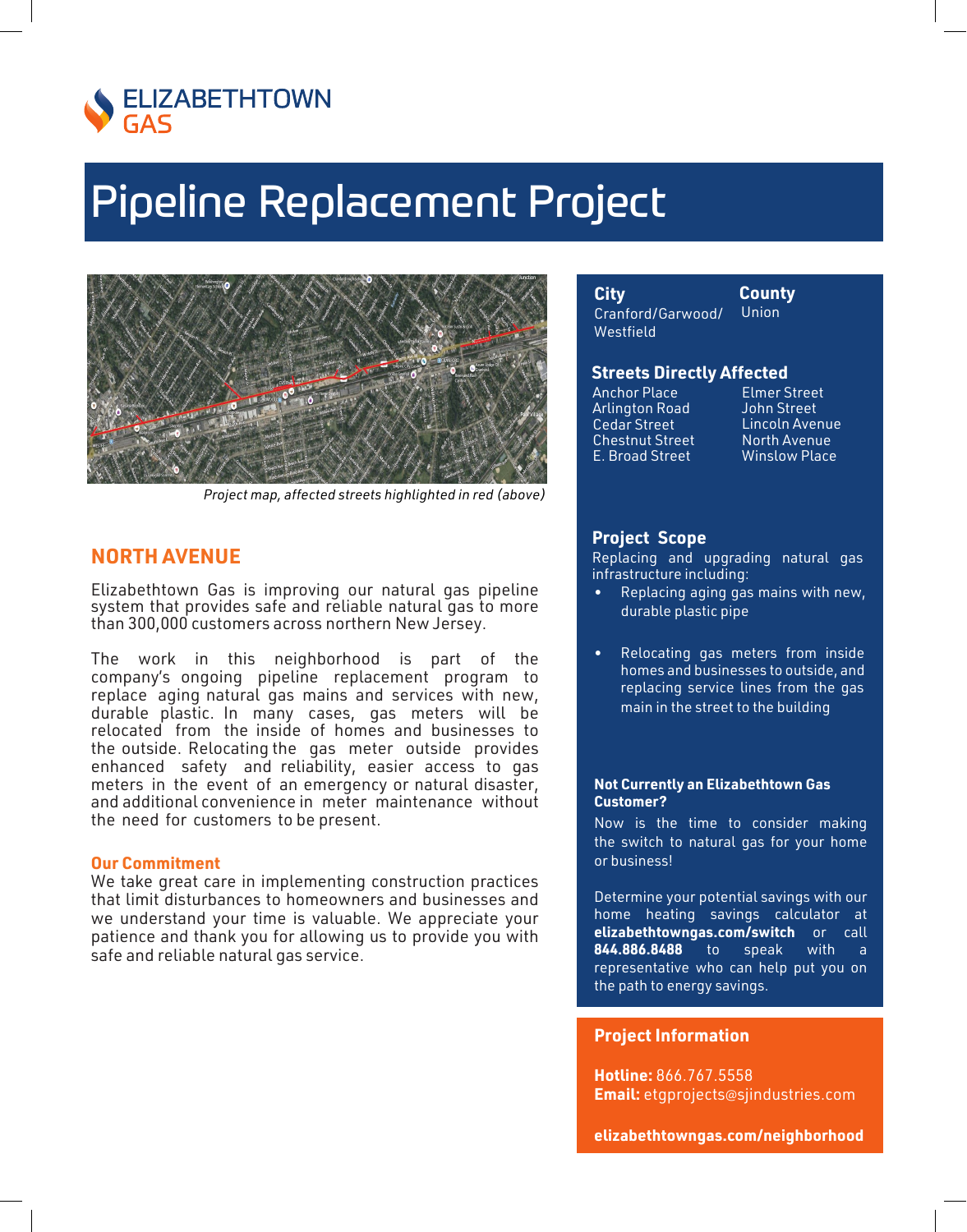ELIZABETHTOWN GAS

# Pipeline Replacement Project

*Project map, affected streets highlighted in red (above)*

## NORTH AVENUE

Elizabethtown Gas is improving our natural gas pipeline system that provides safe and reliable natural gas to more than 300,000 customers across northern New Jersey.

The work in this neighborhood is part of the company's ongoing pipeline replacement program to replace aging natural gas mains and services with new, durable plastic. In many cases, gas meters will be relocated from the inside of homes and businesses to the outside. Relocating the gas meter outside provides enhanced safety and reliability, easier access to gas meters in the event of an emergency or natural disaster, and additional convenience in meter maintenance without the need for customers to be present.

### Our Commitment

We take great care in implementing construction practices that limit disturbances to homeowners and businesses and we understand your time is valuable. We appreciate your patience and thank you for allowing us to provide you with safe and reliable natural gas service.

**City**
Cranford/Garwood/Westfield

**County**
Union

### Streets Directly Affected

- Anchor Place
- Arlington Road
- Cedar Street
- Chestnut Street
- E. Broad Street
- Elmer Street
- John Street
- Lincoln Avenue
- North Avenue
- Winslow Place

### Project Scope

Replacing and upgrading natural gas infrastructure including:

- Replacing aging gas mains with new, durable plastic pipe
- Relocating gas meters from inside homes and businesses to outside, and replacing service lines from the gas main in the street to the building

**Not Currently an Elizabethtown Gas Customer?**

Now is the time to consider making the switch to natural gas for your home or business!

Determine your potential savings with our home heating savings calculator at **elizabethtowngas.com/switch** or call **844.886.8488** to speak with a representative who can help put you on the path to energy savings.

### Project Information

**Hotline:** 866.767.5558
**Email:** etgprojects@sjindustries.com

**elizabethtowngas.com/neighborhood**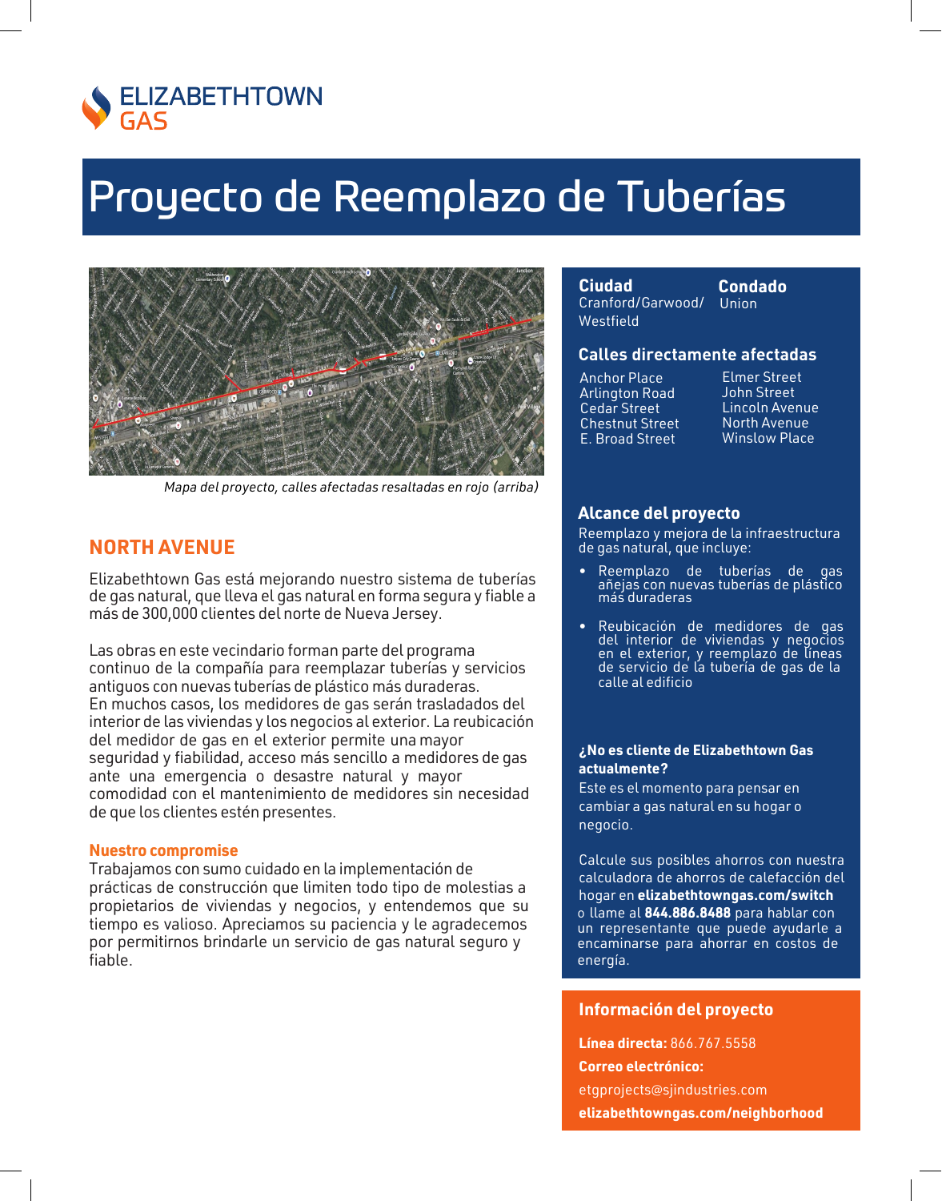ELIZABETHTOWN GAS

# Proyecto de Reemplazo de Tuberías

*Mapa del proyecto, calles afectadas resaltadas en rojo (arriba)*

## NORTH AVENUE

Elizabethtown Gas está mejorando nuestro sistema de tuberías de gas natural, que lleva el gas natural en forma segura y fiable a más de 300,000 clientes del norte de Nueva Jersey.

Las obras en este vecindario forman parte del programa continuo de la compañía para reemplazar tuberías y servicios antiguos con nuevas tuberías de plástico más duraderas. En muchos casos, los medidores de gas serán trasladados del interior de las viviendas y los negocios al exterior. La reubicación del medidor de gas en el exterior permite una mayor seguridad y fiabilidad, acceso más sencillo a medidores de gas ante una emergencia o desastre natural y mayor comodidad con el mantenimiento de medidores sin necesidad de que los clientes estén presentes.

### Nuestro compromise

Trabajamos con sumo cuidado en la implementación de prácticas de construcción que limiten todo tipo de molestias a propietarios de viviendas y negocios, y entendemos que su tiempo es valioso. Apreciamos su paciencia y le agradecemos por permitirnos brindarle un servicio de gas natural seguro y fiable.

**Ciudad**
Cranford/Garwood/Westfield

**Condado**
Union

### Calles directamente afectadas

- Anchor Place
- Arlington Road
- Cedar Street
- Chestnut Street
- E. Broad Street
- Elmer Street
- John Street
- Lincoln Avenue
- North Avenue
- Winslow Place

### Alcance del proyecto

Reemplazo y mejora de la infraestructura de gas natural, que incluye:

- Reemplazo de tuberías de gas añejas con nuevas tuberías de plástico más duraderas
- Reubicación de medidores de gas del interior de viviendas y negocios en el exterior, y reemplazo de líneas de servicio de la tubería de gas de la calle al edificio

**¿No es cliente de Elizabethtown Gas actualmente?**

Este es el momento para pensar en cambiar a gas natural en su hogar o negocio.

Calcule sus posibles ahorros con nuestra calculadora de ahorros de calefacción del hogar en **elizabethtowngas.com/switch** o llame al **844.886.8488** para hablar con un representante que puede ayudarle a encaminarse para ahorrar en costos de energía.

### Información del proyecto

**Línea directa:** 866.767.5558

**Correo electrónico:**
etgprojects@sjindustries.com

**elizabethtowngas.com/neighborhood**